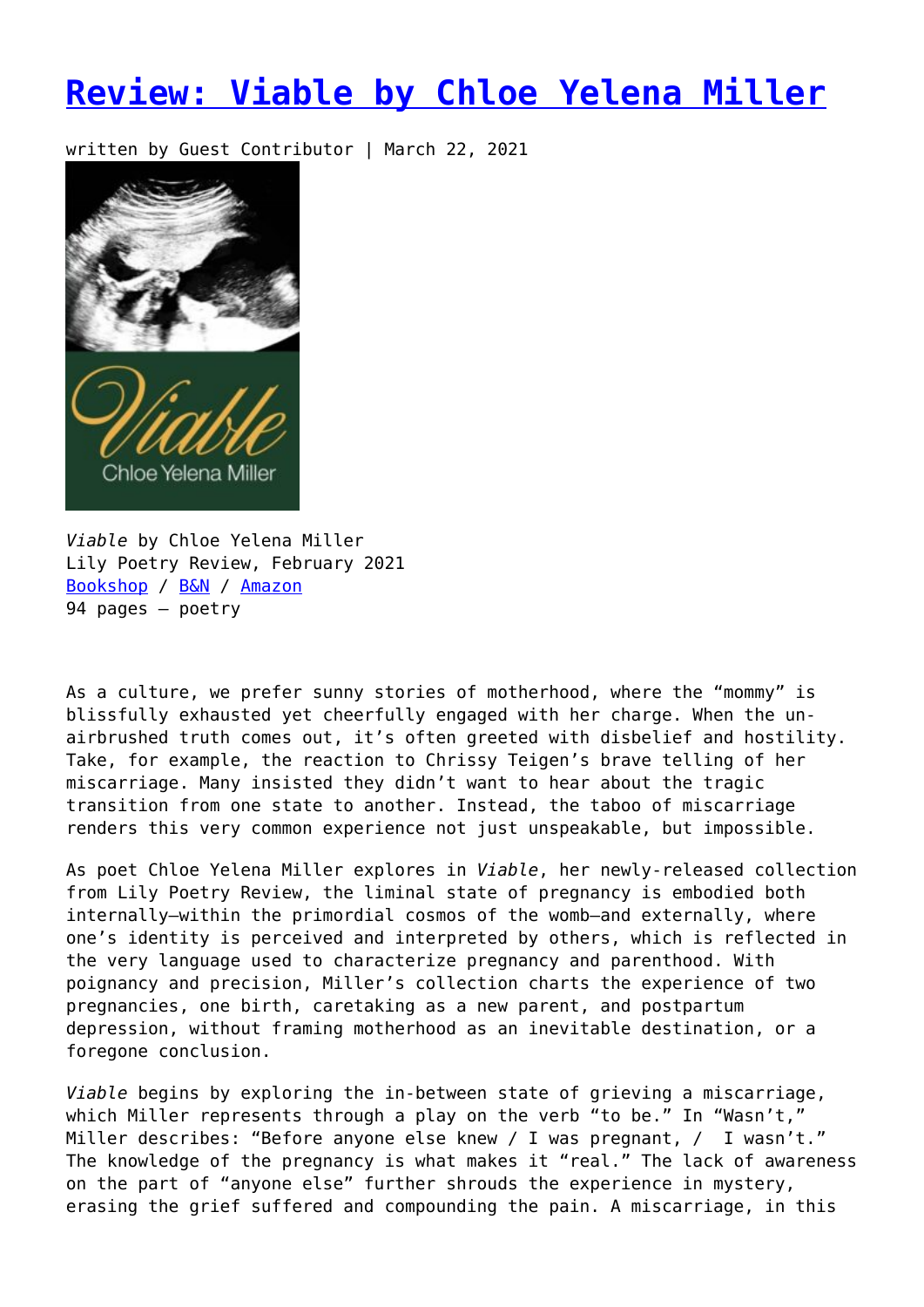# [Review: Viable by Chloe Yelena Miller]()

written by Guest Contributor | March 22, 2021

*Viable* by Chloe Yelena Miller
Lily Poetry Review, February 2021
[Bookshop]() / [B&N]() / [Amazon]()
94 pages – poetry

As a culture, we prefer sunny stories of motherhood, where the "mommy" is blissfully exhausted yet cheerfully engaged with her charge. When the un-airbrushed truth comes out, it's often greeted with disbelief and hostility. Take, for example, the reaction to Chrissy Teigen's brave telling of her miscarriage. Many insisted they didn't want to hear about the tragic transition from one state to another. Instead, the taboo of miscarriage renders this very common experience not just unspeakable, but impossible.

As poet Chloe Yelena Miller explores in *Viable*, her newly-released collection from Lily Poetry Review, the liminal state of pregnancy is embodied both internally—within the primordial cosmos of the womb—and externally, where one's identity is perceived and interpreted by others, which is reflected in the very language used to characterize pregnancy and parenthood. With poignancy and precision, Miller's collection charts the experience of two pregnancies, one birth, caretaking as a new parent, and postpartum depression, without framing motherhood as an inevitable destination, or a foregone conclusion.

*Viable* begins by exploring the in-between state of grieving a miscarriage, which Miller represents through a play on the verb "to be." In "Wasn't," Miller describes: "Before anyone else knew / I was pregnant, / I wasn't." The knowledge of the pregnancy is what makes it "real." The lack of awareness on the part of "anyone else" further shrouds the experience in mystery, erasing the grief suffered and compounding the pain. A miscarriage, in this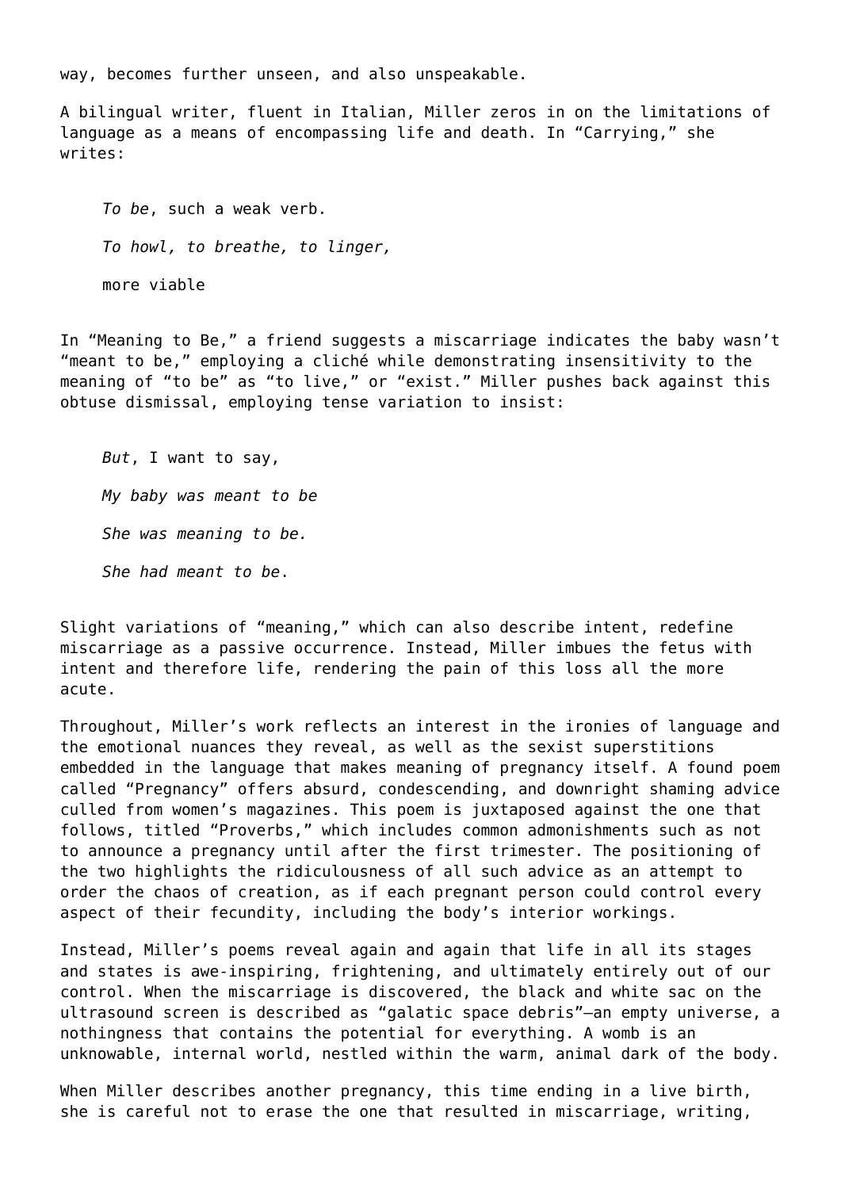way, becomes further unseen, and also unspeakable.

A bilingual writer, fluent in Italian, Miller zeros in on the limitations of language as a means of encompassing life and death. In "Carrying," she writes:

> *To be*, such a weak verb.
>
> *To howl, to breathe, to linger,*
>
> more viable

In "Meaning to Be," a friend suggests a miscarriage indicates the baby wasn't "meant to be," employing a cliché while demonstrating insensitivity to the meaning of "to be" as "to live," or "exist." Miller pushes back against this obtuse dismissal, employing tense variation to insist:

> *But*, I want to say,
>
> *My baby was meant to be*
>
> *She was meaning to be.*
>
> *She had meant to be*.

Slight variations of "meaning," which can also describe intent, redefine miscarriage as a passive occurrence. Instead, Miller imbues the fetus with intent and therefore life, rendering the pain of this loss all the more acute.

Throughout, Miller's work reflects an interest in the ironies of language and the emotional nuances they reveal, as well as the sexist superstitions embedded in the language that makes meaning of pregnancy itself. A found poem called "Pregnancy" offers absurd, condescending, and downright shaming advice culled from women's magazines. This poem is juxtaposed against the one that follows, titled "Proverbs," which includes common admonishments such as not to announce a pregnancy until after the first trimester. The positioning of the two highlights the ridiculousness of all such advice as an attempt to order the chaos of creation, as if each pregnant person could control every aspect of their fecundity, including the body's interior workings.

Instead, Miller's poems reveal again and again that life in all its stages and states is awe-inspiring, frightening, and ultimately entirely out of our control. When the miscarriage is discovered, the black and white sac on the ultrasound screen is described as "galatic space debris"—an empty universe, a nothingness that contains the potential for everything. A womb is an unknowable, internal world, nestled within the warm, animal dark of the body.

When Miller describes another pregnancy, this time ending in a live birth, she is careful not to erase the one that resulted in miscarriage, writing,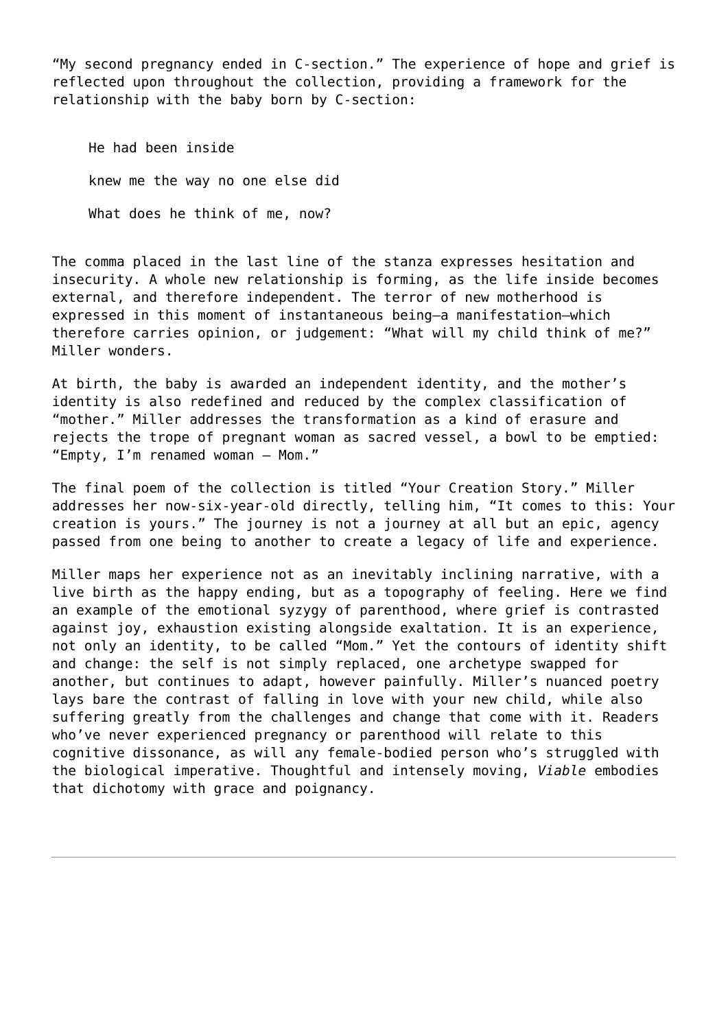"My second pregnancy ended in C-section." The experience of hope and grief is reflected upon throughout the collection, providing a framework for the relationship with the baby born by C-section:

> He had been inside
>
> knew me the way no one else did
>
> What does he think of me, now?

The comma placed in the last line of the stanza expresses hesitation and insecurity. A whole new relationship is forming, as the life inside becomes external, and therefore independent. The terror of new motherhood is expressed in this moment of instantaneous being—a manifestation—which therefore carries opinion, or judgement: "What will my child think of me?" Miller wonders.

At birth, the baby is awarded an independent identity, and the mother's identity is also redefined and reduced by the complex classification of "mother." Miller addresses the transformation as a kind of erasure and rejects the trope of pregnant woman as sacred vessel, a bowl to be emptied: "Empty, I'm renamed woman – Mom."

The final poem of the collection is titled "Your Creation Story." Miller addresses her now-six-year-old directly, telling him, "It comes to this: Your creation is yours." The journey is not a journey at all but an epic, agency passed from one being to another to create a legacy of life and experience.

Miller maps her experience not as an inevitably inclining narrative, with a live birth as the happy ending, but as a topography of feeling. Here we find an example of the emotional syzygy of parenthood, where grief is contrasted against joy, exhaustion existing alongside exaltation. It is an experience, not only an identity, to be called "Mom." Yet the contours of identity shift and change: the self is not simply replaced, one archetype swapped for another, but continues to adapt, however painfully. Miller's nuanced poetry lays bare the contrast of falling in love with your new child, while also suffering greatly from the challenges and change that come with it. Readers who've never experienced pregnancy or parenthood will relate to this cognitive dissonance, as will any female-bodied person who's struggled with the biological imperative. Thoughtful and intensely moving, *Viable* embodies that dichotomy with grace and poignancy.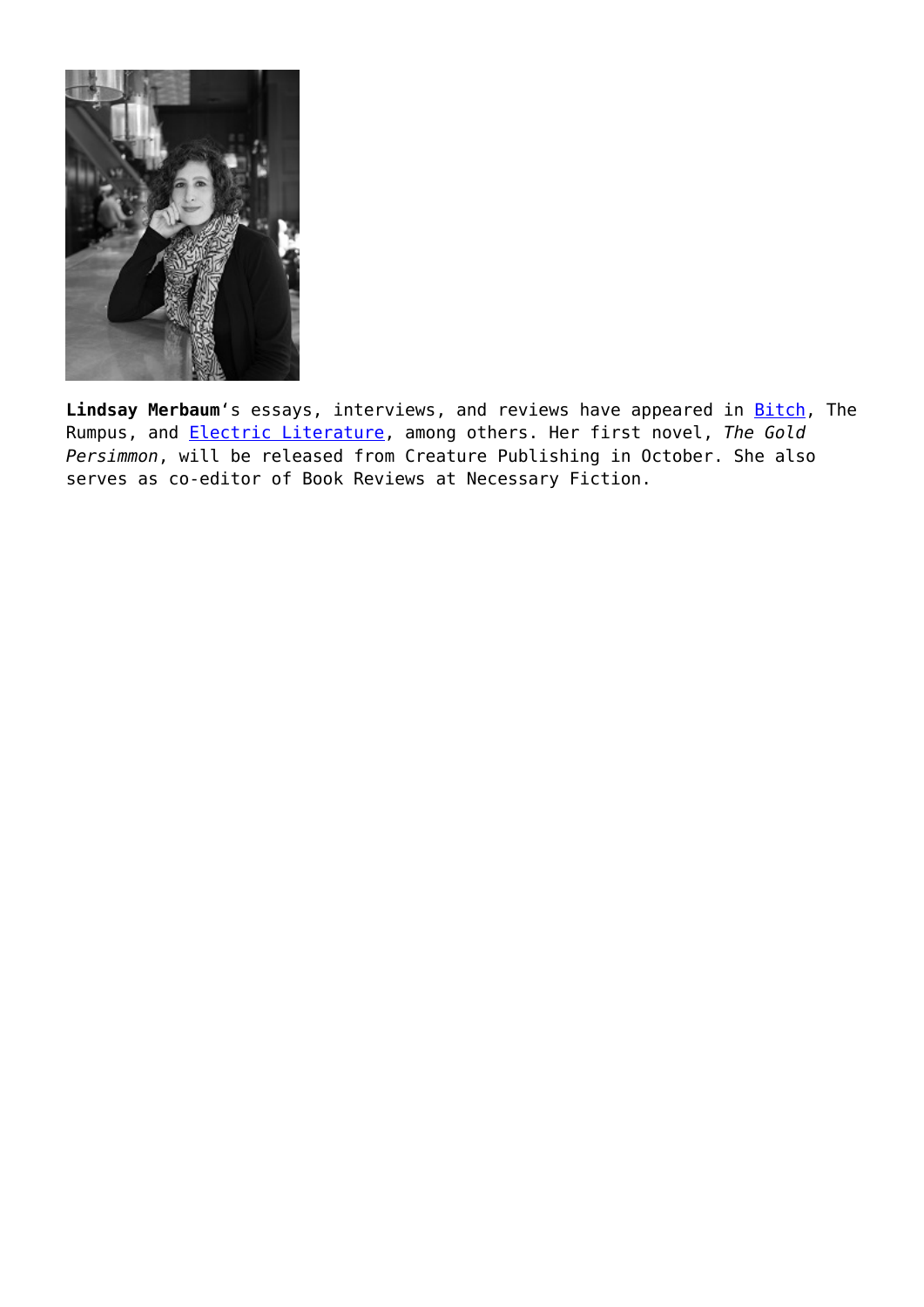**Lindsay Merbaum**'s essays, interviews, and reviews have appeared in Bitch, The Rumpus, and Electric Literature, among others. Her first novel, *The Gold Persimmon*, will be released from Creature Publishing in October. She also serves as co-editor of Book Reviews at Necessary Fiction.